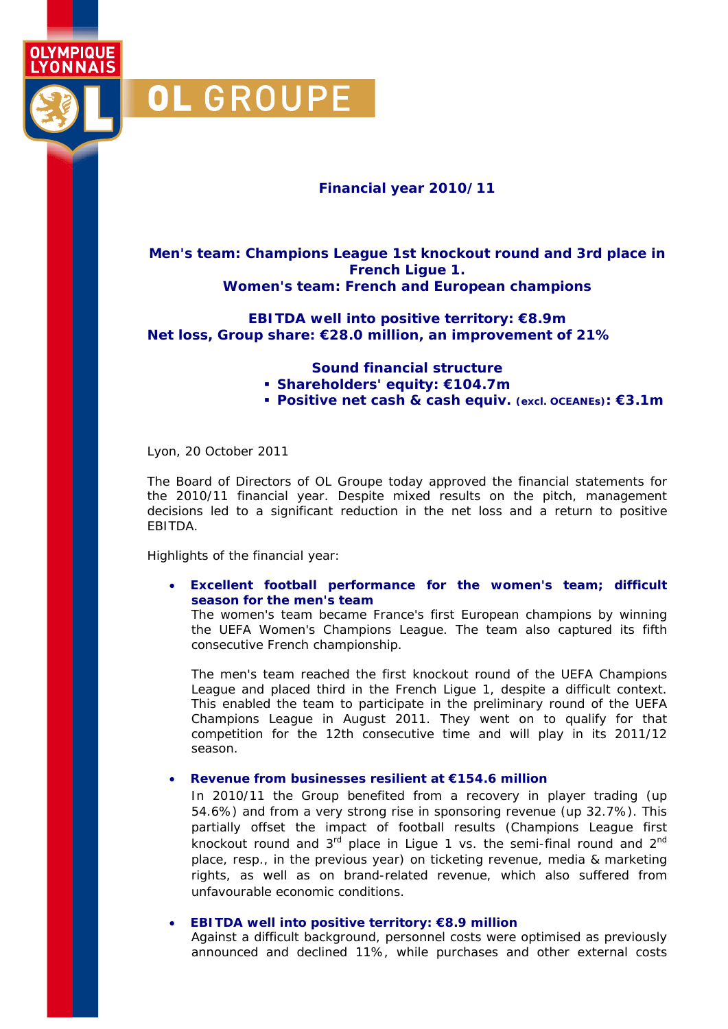OLYMPIQUE LYONNAIS

# OL GROUPE

## Financial year 2010/11

**Men's team: Champions League 1st knockout round and 3rd place in French Ligue 1.**
**Women's team: French and European champions**

**EBITDA well into positive territory: €8.9m**
**Net loss, Group share: €28.0 million, an improvement of 21%**

**Sound financial structure**

- **Shareholders' equity: €104.7m**
- **Positive net cash & cash equiv. (excl. OCEANEs): €3.1m**

Lyon, 20 October 2011

The Board of Directors of OL Groupe today approved the financial statements for the 2010/11 financial year. Despite mixed results on the pitch, management decisions led to a significant reduction in the net loss and a return to positive EBITDA.

Highlights of the financial year:

- **Excellent football performance for the women's team; difficult season for the men's team**
  The women's team became France's first European champions by winning the UEFA Women's Champions League. The team also captured its fifth consecutive French championship.

  The men's team reached the first knockout round of the UEFA Champions League and placed third in the French Ligue 1, despite a difficult context. This enabled the team to participate in the preliminary round of the UEFA Champions League in August 2011. They went on to qualify for that competition for the 12th consecutive time and will play in its 2011/12 season.

- **Revenue from businesses resilient at €154.6 million**
  In 2010/11 the Group benefited from a recovery in player trading (up 54.6%) and from a very strong rise in sponsoring revenue (up 32.7%). This partially offset the impact of football results (Champions League first knockout round and 3rd place in Ligue 1 vs. the semi-final round and 2nd place, resp., in the previous year) on ticketing revenue, media & marketing rights, as well as on brand-related revenue, which also suffered from unfavourable economic conditions.

- **EBITDA well into positive territory: €8.9 million**
  Against a difficult background, personnel costs were optimised as previously announced and declined 11%, while purchases and other external costs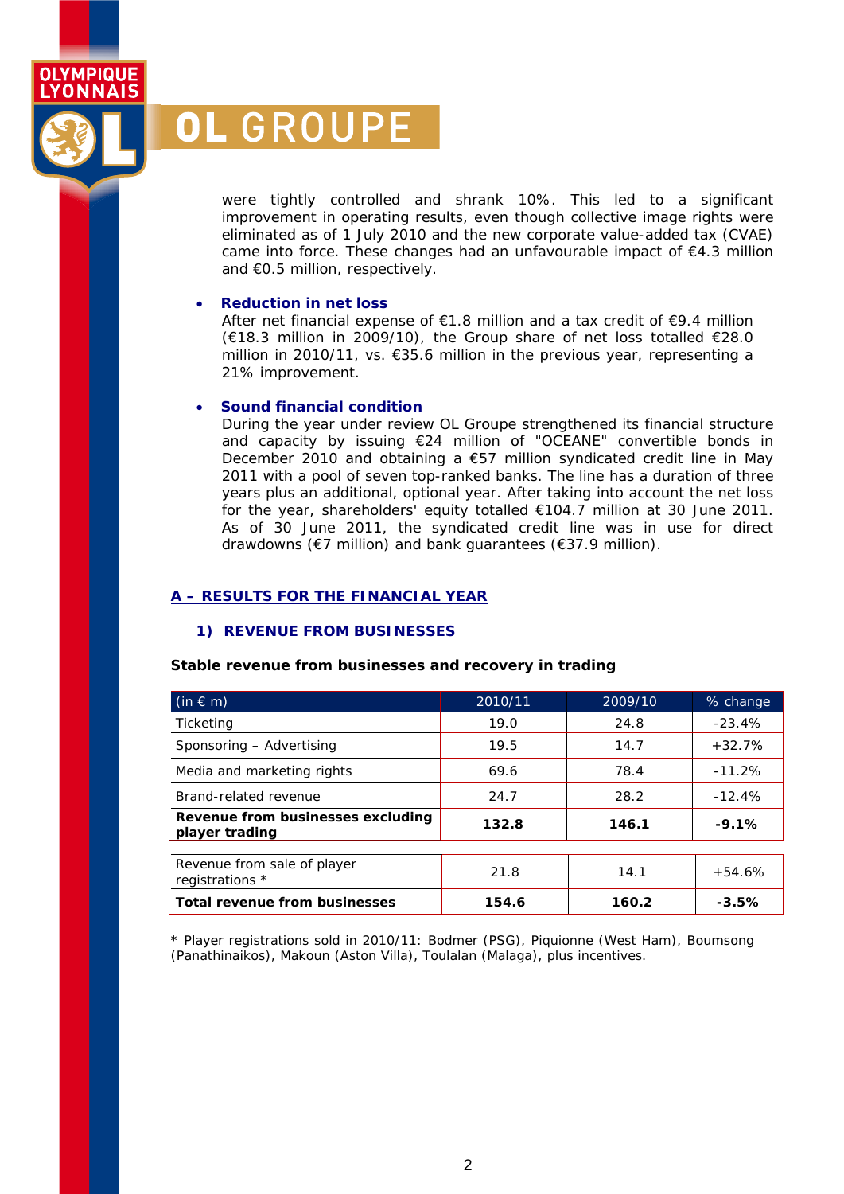were tightly controlled and shrank 10%. This led to a significant improvement in operating results, even though collective image rights were eliminated as of 1 July 2010 and the new corporate value-added tax (CVAE) came into force. These changes had an unfavourable impact of €4.3 million and €0.5 million, respectively.

- **Reduction in net loss**
  After net financial expense of €1.8 million and a tax credit of €9.4 million (€18.3 million in 2009/10), the Group share of net loss totalled €28.0 million in 2010/11, vs. €35.6 million in the previous year, representing a 21% improvement.

- **Sound financial condition**
  During the year under review OL Groupe strengthened its financial structure and capacity by issuing €24 million of "OCEANE" convertible bonds in December 2010 and obtaining a €57 million syndicated credit line in May 2011 with a pool of seven top-ranked banks. The line has a duration of three years plus an additional, optional year. After taking into account the net loss for the year, shareholders' equity totalled €104.7 million at 30 June 2011. As of 30 June 2011, the syndicated credit line was in use for direct drawdowns (€7 million) and bank guarantees (€37.9 million).

## A – RESULTS FOR THE FINANCIAL YEAR

### 1) REVENUE FROM BUSINESSES

**Stable revenue from businesses and recovery in trading**

| (in € m) | 2010/11 | 2009/10 | % change |
|---|---|---|---|
| Ticketing | 19.0 | 24.8 | -23.4% |
| Sponsoring – Advertising | 19.5 | 14.7 | +32.7% |
| Media and marketing rights | 69.6 | 78.4 | -11.2% |
| Brand-related revenue | 24.7 | 28.2 | -12.4% |
| **Revenue from businesses excluding player trading** | **132.8** | **146.1** | **-9.1%** |
| Revenue from sale of player registrations * | 21.8 | 14.1 | +54.6% |
| **Total revenue from businesses** | **154.6** | **160.2** | **-3.5%** |

* Player registrations sold in 2010/11: Bodmer (PSG), Piquionne (West Ham), Boumsong (Panathinaikos), Makoun (Aston Villa), Toulalan (Malaga), plus incentives.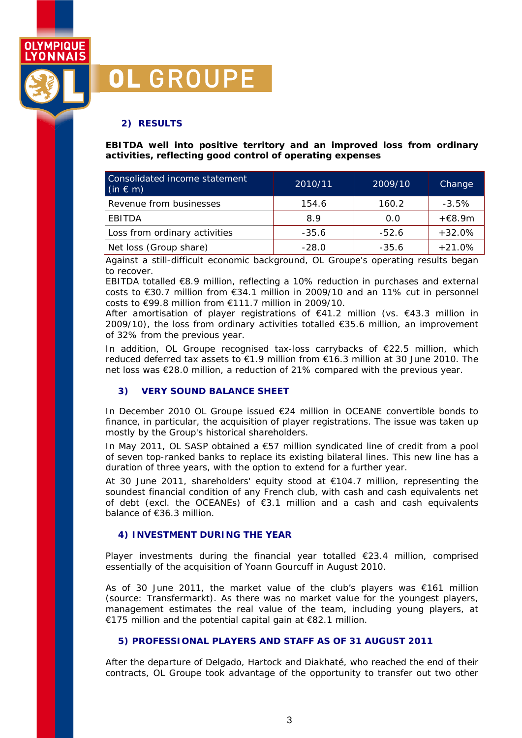## 2) RESULTS

**EBITDA well into positive territory and an improved loss from ordinary activities, reflecting good control of operating expenses**

| Consolidated income statement (in € m) | 2010/11 | 2009/10 | Change |
|---|---|---|---|
| Revenue from businesses | 154.6 | 160.2 | -3.5% |
| EBITDA | 8.9 | 0.0 | +€8.9m |
| Loss from ordinary activities | -35.6 | -52.6 | +32.0% |
| Net loss (Group share) | -28.0 | -35.6 | +21.0% |

Against a still-difficult economic background, OL Groupe's operating results began to recover.

EBITDA totalled €8.9 million, reflecting a 10% reduction in purchases and external costs to €30.7 million from €34.1 million in 2009/10 and an 11% cut in personnel costs to €99.8 million from €111.7 million in 2009/10.

After amortisation of player registrations of €41.2 million (vs. €43.3 million in 2009/10), the loss from ordinary activities totalled €35.6 million, an improvement of 32% from the previous year.

In addition, OL Groupe recognised tax-loss carrybacks of €22.5 million, which reduced deferred tax assets to €1.9 million from €16.3 million at 30 June 2010. The net loss was €28.0 million, a reduction of 21% compared with the previous year.

## 3) VERY SOUND BALANCE SHEET

In December 2010 OL Groupe issued €24 million in OCEANE convertible bonds to finance, in particular, the acquisition of player registrations. The issue was taken up mostly by the Group's historical shareholders.

In May 2011, OL SASP obtained a €57 million syndicated line of credit from a pool of seven top-ranked banks to replace its existing bilateral lines. This new line has a duration of three years, with the option to extend for a further year.

At 30 June 2011, shareholders' equity stood at €104.7 million, representing the soundest financial condition of any French club, with cash and cash equivalents net of debt (excl. the OCEANEs) of €3.1 million and a cash and cash equivalents balance of €36.3 million.

## 4) INVESTMENT DURING THE YEAR

Player investments during the financial year totalled €23.4 million, comprised essentially of the acquisition of Yoann Gourcuff in August 2010.

As of 30 June 2011, the market value of the club's players was €161 million (source: Transfermarkt). As there was no market value for the youngest players, management estimates the real value of the team, including young players, at €175 million and the potential capital gain at €82.1 million.

## 5) PROFESSIONAL PLAYERS AND STAFF AS OF 31 AUGUST 2011

After the departure of Delgado, Hartock and Diakhaté, who reached the end of their contracts, OL Groupe took advantage of the opportunity to transfer out two other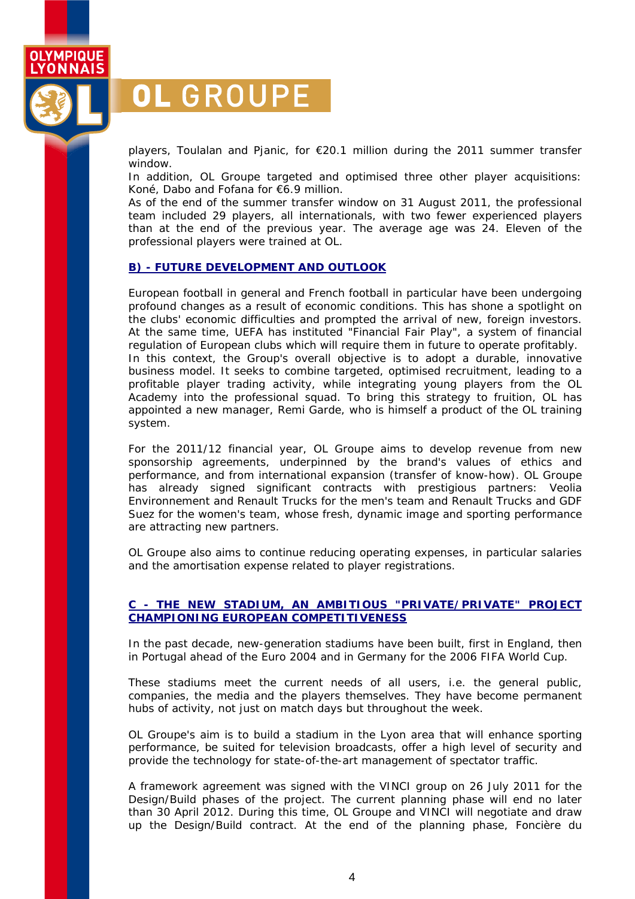players, Toulalan and Pjanic, for €20.1 million during the 2011 summer transfer window.

In addition, OL Groupe targeted and optimised three other player acquisitions: Koné, Dabo and Fofana for €6.9 million.

As of the end of the summer transfer window on 31 August 2011, the professional team included 29 players, all internationals, with two fewer experienced players than at the end of the previous year. The average age was 24. Eleven of the professional players were trained at OL.

## B) - FUTURE DEVELOPMENT AND OUTLOOK

European football in general and French football in particular have been undergoing profound changes as a result of economic conditions. This has shone a spotlight on the clubs' economic difficulties and prompted the arrival of new, foreign investors. At the same time, UEFA has instituted "Financial Fair Play", a system of financial regulation of European clubs which will require them in future to operate profitably.

In this context, the Group's overall objective is to adopt a durable, innovative business model. It seeks to combine targeted, optimised recruitment, leading to a profitable player trading activity, while integrating young players from the OL Academy into the professional squad. To bring this strategy to fruition, OL has appointed a new manager, Remi Garde, who is himself a product of the OL training system.

For the 2011/12 financial year, OL Groupe aims to develop revenue from new sponsorship agreements, underpinned by the brand's values of ethics and performance, and from international expansion (transfer of know-how). OL Groupe has already signed significant contracts with prestigious partners: Veolia Environnement and Renault Trucks for the men's team and Renault Trucks and GDF Suez for the women's team, whose fresh, dynamic image and sporting performance are attracting new partners.

OL Groupe also aims to continue reducing operating expenses, in particular salaries and the amortisation expense related to player registrations.

## C - THE NEW STADIUM, AN AMBITIOUS "PRIVATE/PRIVATE" PROJECT CHAMPIONING EUROPEAN COMPETITIVENESS

In the past decade, new-generation stadiums have been built, first in England, then in Portugal ahead of the Euro 2004 and in Germany for the 2006 FIFA World Cup.

These stadiums meet the current needs of all users, i.e. the general public, companies, the media and the players themselves. They have become permanent hubs of activity, not just on match days but throughout the week.

OL Groupe's aim is to build a stadium in the Lyon area that will enhance sporting performance, be suited for television broadcasts, offer a high level of security and provide the technology for state-of-the-art management of spectator traffic.

A framework agreement was signed with the VINCI group on 26 July 2011 for the Design/Build phases of the project. The current planning phase will end no later than 30 April 2012. During this time, OL Groupe and VINCI will negotiate and draw up the Design/Build contract. At the end of the planning phase, Foncière du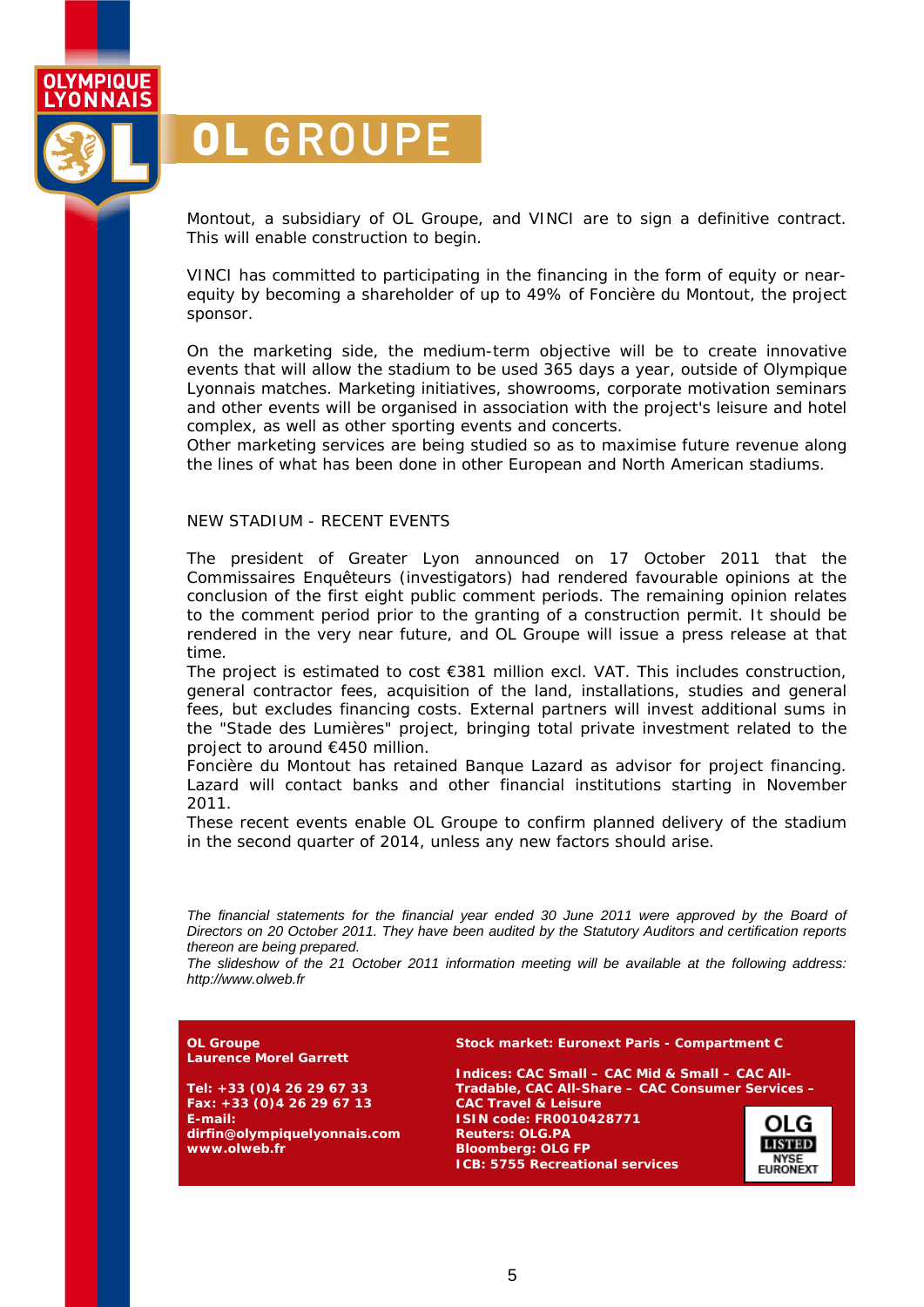Montout, a subsidiary of OL Groupe, and VINCI are to sign a definitive contract. This will enable construction to begin.

VINCI has committed to participating in the financing in the form of equity or near-equity by becoming a shareholder of up to 49% of Foncière du Montout, the project sponsor.

On the marketing side, the medium-term objective will be to create innovative events that will allow the stadium to be used 365 days a year, outside of Olympique Lyonnais matches. Marketing initiatives, showrooms, corporate motivation seminars and other events will be organised in association with the project's leisure and hotel complex, as well as other sporting events and concerts.
Other marketing services are being studied so as to maximise future revenue along the lines of what has been done in other European and North American stadiums.

## NEW STADIUM - RECENT EVENTS

The president of Greater Lyon announced on 17 October 2011 that the Commissaires Enquêteurs (investigators) had rendered favourable opinions at the conclusion of the first eight public comment periods. The remaining opinion relates to the comment period prior to the granting of a construction permit. It should be rendered in the very near future, and OL Groupe will issue a press release at that time.
The project is estimated to cost €381 million excl. VAT. This includes construction, general contractor fees, acquisition of the land, installations, studies and general fees, but excludes financing costs. External partners will invest additional sums in the "Stade des Lumières" project, bringing total private investment related to the project to around €450 million.
Foncière du Montout has retained Banque Lazard as advisor for project financing. Lazard will contact banks and other financial institutions starting in November 2011.
These recent events enable OL Groupe to confirm planned delivery of the stadium in the second quarter of 2014, unless any new factors should arise.

*The financial statements for the financial year ended 30 June 2011 were approved by the Board of Directors on 20 October 2011. They have been audited by the Statutory Auditors and certification reports thereon are being prepared.*
*The slideshow of the 21 October 2011 information meeting will be available at the following address: http://www.olweb.fr*

**OL Groupe**
**Laurence Morel Garrett**

**Tel: +33 (0)4 26 29 67 33**
**Fax: +33 (0)4 26 29 67 13**
**E-mail:**
**dirfin@olympiquelyonnais.com**
**www.olweb.fr**

**Stock market: Euronext Paris - Compartment C**

**Indices: CAC Small – CAC Mid & Small – CAC All-Tradable, CAC All-Share – CAC Consumer Services – CAC Travel & Leisure**
**ISIN code: FR0010428771**
**Reuters: OLG.PA**
**Bloomberg: OLG FP**
**ICB: 5755 Recreational services**

OLG LISTED NYSE EURONEXT